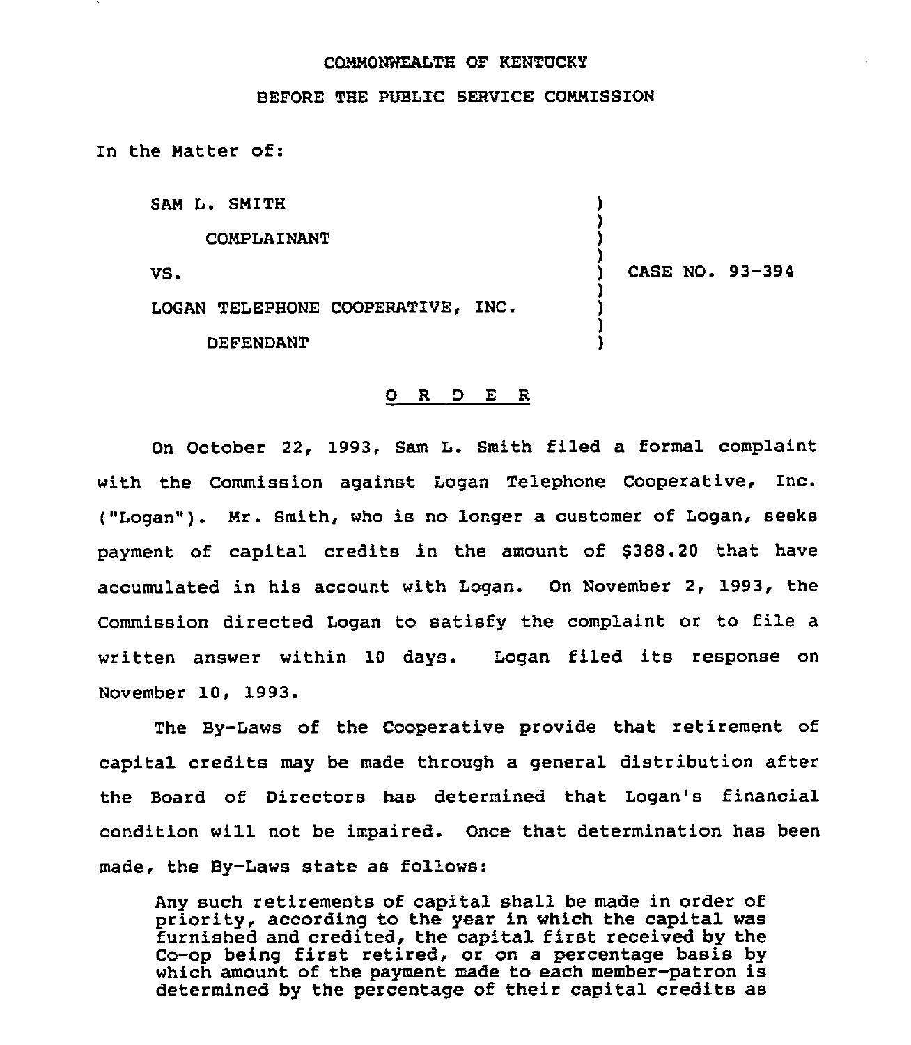COMMONWEALTH OF KENTUCKY

BEFORE THE PUBLIC SERVICE COMMISSION

In the Matter of:

| | |
|---|---|
| SAM L. SMITH<br><br>COMPLAINANT<br><br>VS.<br><br>LOGAN TELEPHONE COOPERATIVE, INC.<br><br>DEFENDANT | CASE NO. 93-394 |

## O R D E R

On October 22, 1993, Sam L. Smith filed a formal complaint with the Commission against Logan Telephone Cooperative, Inc. ("Logan"). Mr. Smith, who is no longer a customer of Logan, seeks payment of capital credits in the amount of $388.20 that have accumulated in his account with Logan. On November 2, 1993, the Commission directed Logan to satisfy the complaint or to file a written answer within 10 days. Logan filed its response on November 10, 1993.

The By-Laws of the Cooperative provide that retirement of capital credits may be made through a general distribution after the Board of Directors has determined that Logan's financial condition will not be impaired. Once that determination has been made, the By-Laws state as follows:

> Any such retirements of capital shall be made in order of priority, according to the year in which the capital was furnished and credited, the capital first received by the Co-op being first retired, or on a percentage basis by which amount of the payment made to each member-patron is determined by the percentage of their capital credits as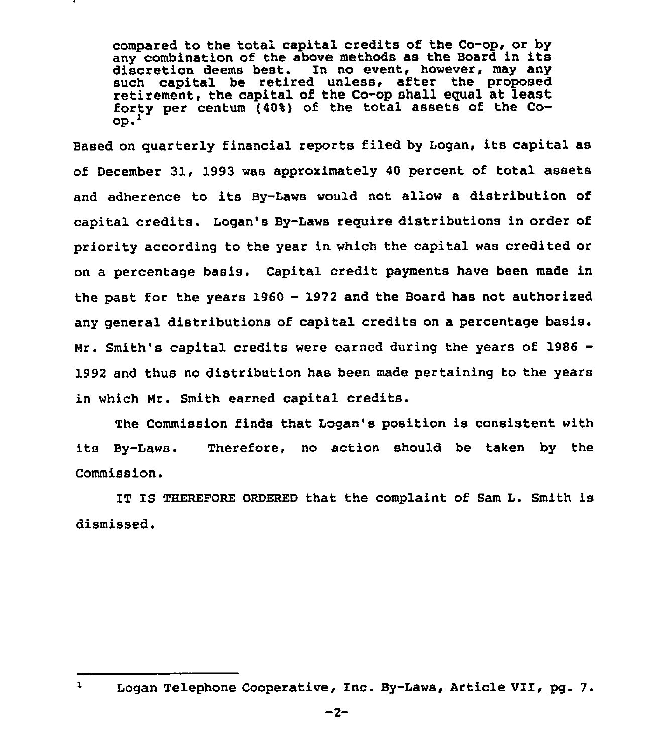> compared to the total capital credits of the Co-op, or by any combination of the above methods as the Board in its discretion deems best. In no event, however, may any such capital be retired unless, after the proposed retirement, the capital of the Co-op shall equal at least forty per centum (40%) of the total assets of the Co-op.[1]

Based on quarterly financial reports filed by Logan, its capital as of December 31, 1993 was approximately 40 percent of total assets and adherence to its By-Laws would not allow a distribution of capital credits. Logan's By-Laws require distributions in order of priority according to the year in which the capital was credited or on a percentage basis. Capital credit payments have been made in the past for the years 1960 - 1972 and the Board has not authorized any general distributions of capital credits on a percentage basis. Mr. Smith's capital credits were earned during the years of 1986 - 1992 and thus no distribution has been made pertaining to the years in which Mr. Smith earned capital credits.

The Commission finds that Logan's position is consistent with its By-Laws. Therefore, no action should be taken by the Commission.

IT IS THEREFORE ORDERED that the complaint of Sam L. Smith is dismissed.

---

[1] Logan Telephone Cooperative, Inc. By-Laws, Article VII, pg. 7.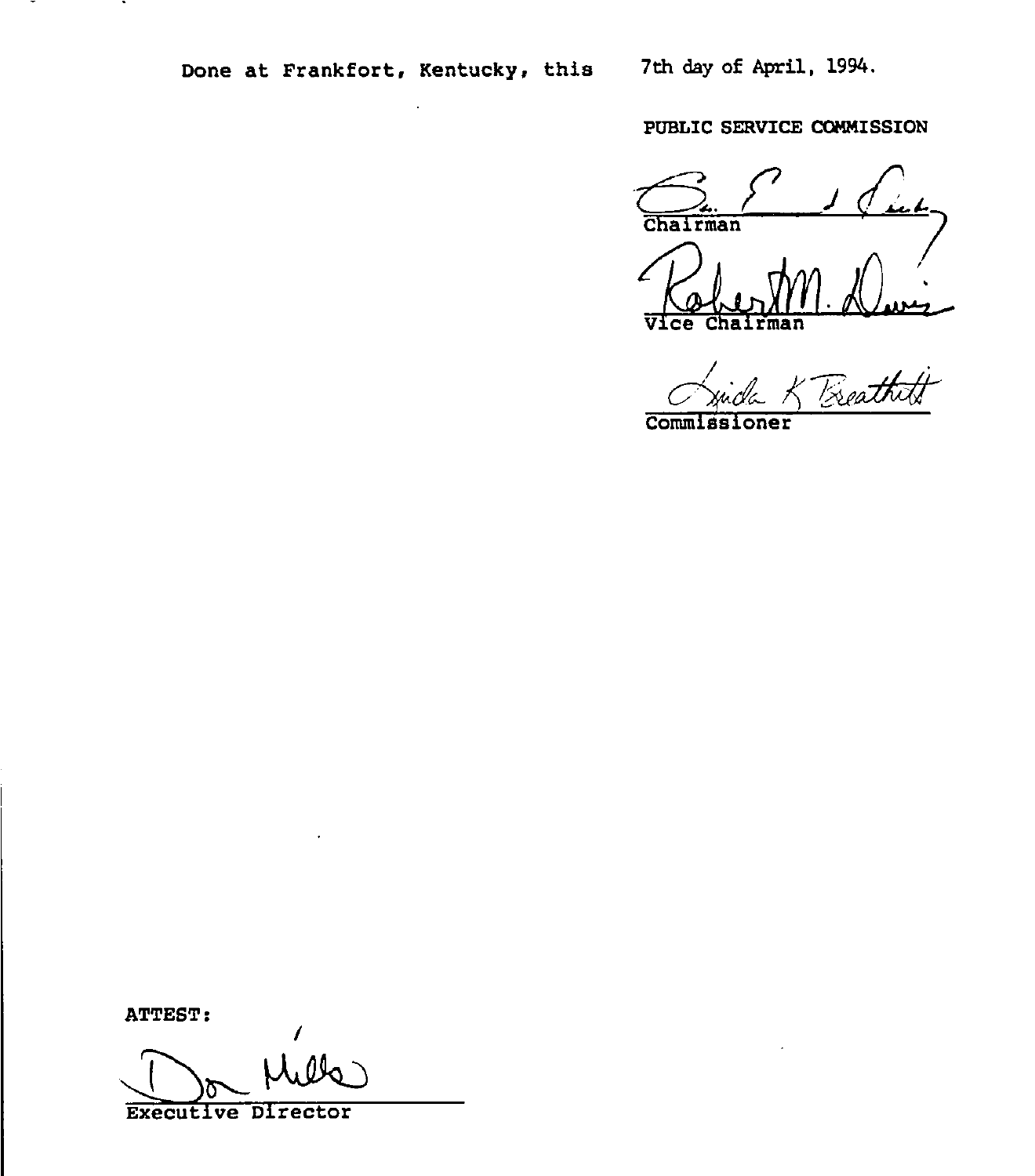Done at Frankfort, Kentucky, this 7th day of April, 1994.

PUBLIC SERVICE COMMISSION

Chairman

Vice Chairman

Commissioner

ATTEST:

Executive Director